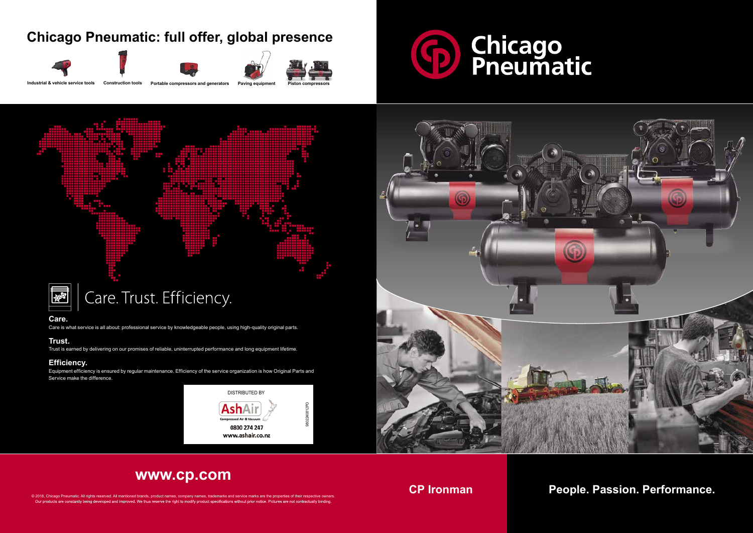## Chicago Pneumatic: full offer, global presence

Industrial & vehicle service tools | Construction tools | Portable compressors and generators | Paving equipment | Piston compressors

# Chicago Pneumatic

## Care. Trust. Efficiency.

**Care.**
Care is what service is all about: professional service by knowledgeable people, using high-quality original parts.

**Trust.**
Trust is earned by delivering on our promises of reliable, uninterrupted performance and long equipment lifetime.

**Efficiency.**
Equipment efficiency is ensured by regular maintenance. Efficiency of the service organization is how Original Parts and Service make the difference.

DISTRIBUTED BY

AshAir
Compressed Air & Vacuum
0800 274 247
www.ashair.co.nz

9802240812PO

## www.cp.com

© 2018, Chicago Pneumatic. All rights reserved. All mentioned brands, product names, company names, trademarks and service marks are the properties of their respective owners. Our products are constantly being developed and improved. We thus reserve the right to modify product specifications without prior notice. Pictures are not contractually binding.

**CP Ironman**

**People. Passion. Performance.**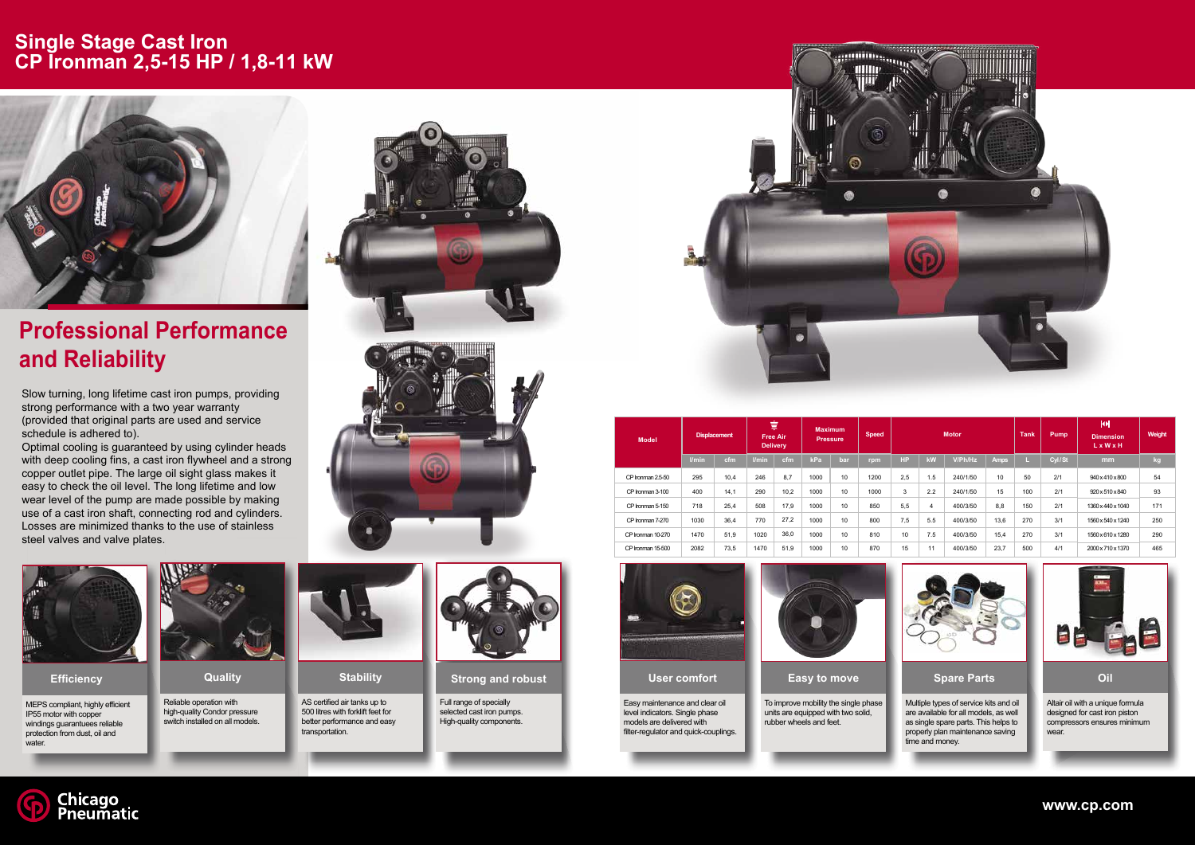# Single Stage Cast Iron CP Ironman 2,5-15 HP / 1,8-11 kW

## Professional Performance and Reliability

Slow turning, long lifetime cast iron pumps, providing strong performance with a two year warranty (provided that original parts are used and service schedule is adhered to).
Optimal cooling is guaranteed by using cylinder heads with deep cooling fins, a cast iron flywheel and a strong copper outlet pipe. The large oil sight glass makes it easy to check the oil level. The long lifetime and low wear level of the pump are made possible by making use of a cast iron shaft, connecting rod and cylinders. Losses are minimized thanks to the use of stainless steel valves and valve plates.

| Model | Displacement | | Free Air Delivery | | Maximum Pressure | | Speed | Motor | | | | Tank | Pump | Dimension L x W x H | Weight |
|---|---|---|---|---|---|---|---|---|---|---|---|---|---|---|---|
| | l/min | cfm | l/min | cfm | kPa | bar | rpm | HP | kW | V/Ph/Hz | Amps | L | Cyl/St | mm | kg |
| CP Ironman 2,5-50 | 295 | 10,4 | 246 | 8,7 | 1000 | 10 | 1200 | 2,5 | 1.5 | 240/1/50 | 10 | 50 | 2/1 | 940 x 410 x 800 | 54 |
| CP Ironman 3-100 | 400 | 14,1 | 290 | 10,2 | 1000 | 10 | 1000 | 3 | 2.2 | 240/1/50 | 15 | 100 | 2/1 | 920 x 510 x 840 | 93 |
| CP Ironman 5-150 | 718 | 25,4 | 508 | 17,9 | 1000 | 10 | 850 | 5,5 | 4 | 400/3/50 | 8,8 | 150 | 2/1 | 1360 x 440 x 1040 | 171 |
| CP Ironman 7-270 | 1030 | 36,4 | 770 | 27,2 | 1000 | 10 | 800 | 7,5 | 5.5 | 400/3/50 | 13,6 | 270 | 3/1 | 1560 x 540 x 1240 | 250 |
| CP Ironman 10-270 | 1470 | 51,9 | 1020 | 36,0 | 1000 | 10 | 810 | 10 | 7.5 | 400/3/50 | 15,4 | 270 | 3/1 | 1560 x 610 x 1280 | 290 |
| CP Ironman 15-500 | 2082 | 73,5 | 1470 | 51,9 | 1000 | 10 | 870 | 15 | 11 | 400/3/50 | 23,7 | 500 | 4/1 | 2000 x 710 x 1370 | 465 |

### Efficiency

MEPS compliant, highly efficient IP55 motor with copper windings guarantees reliable protection from dust, oil and water.

### Quality

Reliable operation with high-quality Condor pressure switch installed on all models.

### Stability

AS certified air tanks up to 500 litres with forklift feet for better performance and easy transportation.

### Strong and robust

Full range of specially selected cast iron pumps. High-quality components.

### User comfort

Easy maintenance and clear oil level indicators. Single phase models are delivered with filter-regulator and quick-couplings.

### Easy to move

To improve mobility the single phase units are equipped with two solid, rubber wheels and feet.

### Spare Parts

Multiple types of service kits and oil are available for all models, as well as single spare parts. This helps to properly plan maintenance saving time and money.

### Oil

Altair oil with a unique formula designed for cast iron piston compressors ensures minimum wear.

Chicago Pneumatic

www.cp.com